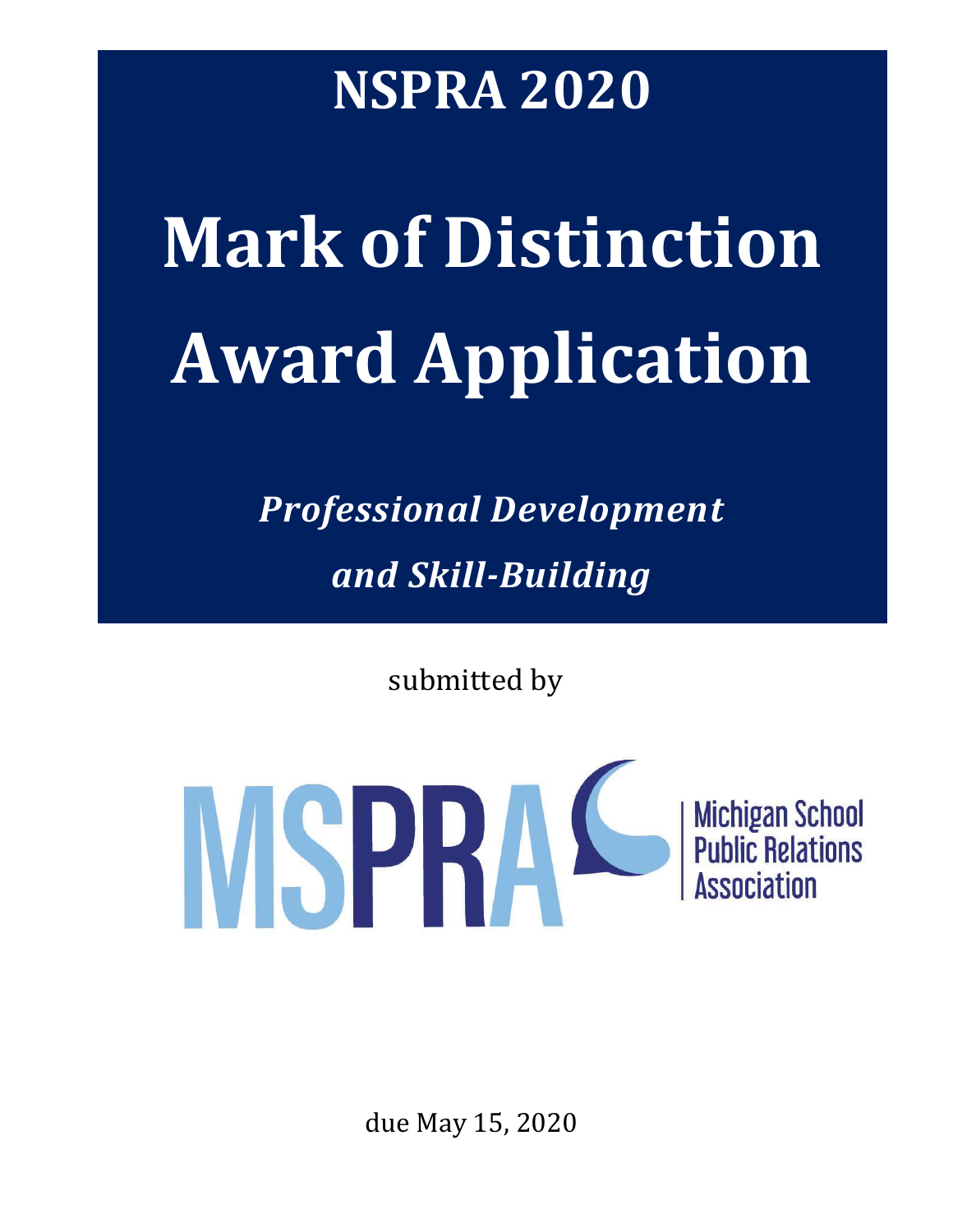# NSPRA 2020

# Mark of Distinction Award Application

***Professional Development and Skill-Building***

submitted by

MSPRA

Michigan School Public Relations Association

due May 15, 2020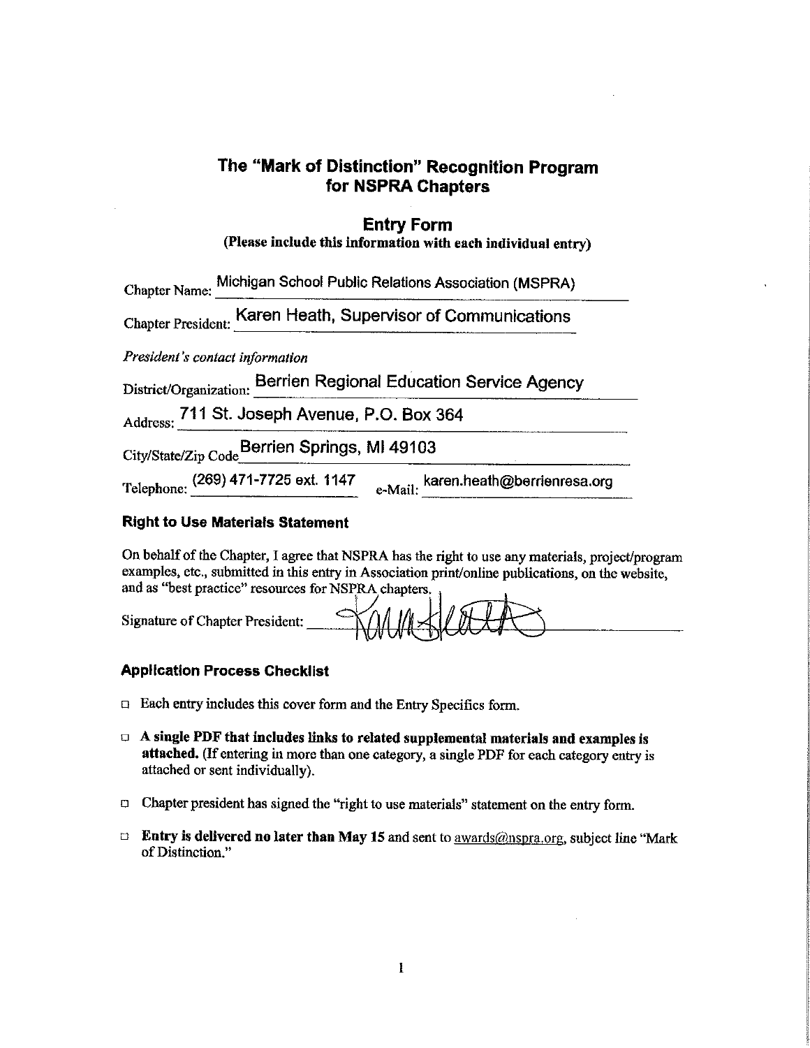# The "Mark of Distinction" Recognition Program for NSPRA Chapters

## Entry Form

**(Please include this information with each individual entry)**

Chapter Name: Michigan School Public Relations Association (MSPRA)

Chapter President: Karen Heath, Supervisor of Communications

*President's contact information*

District/Organization: Berrien Regional Education Service Agency

Address: 711 St. Joseph Avenue, P.O. Box 364

City/State/Zip Code Berrien Springs, MI 49103

Telephone: (269) 471-7725 ext. 1147 e-Mail: karen.heath@berrienresa.org

### Right to Use Materials Statement

On behalf of the Chapter, I agree that NSPRA has the right to use any materials, project/program examples, etc., submitted in this entry in Association print/online publications, on the website, and as "best practice" resources for NSPRA chapters.

Signature of Chapter President: Karen Heath

### Application Process Checklist

- ☐ Each entry includes this cover form and the Entry Specifics form.
- ☐ **A single PDF that includes links to related supplemental materials and examples is attached.** (If entering in more than one category, a single PDF for each category entry is attached or sent individually).
- ☐ Chapter president has signed the "right to use materials" statement on the entry form.
- ☐ **Entry is delivered no later than May 15** and sent to awards@nspra.org, subject line "Mark of Distinction."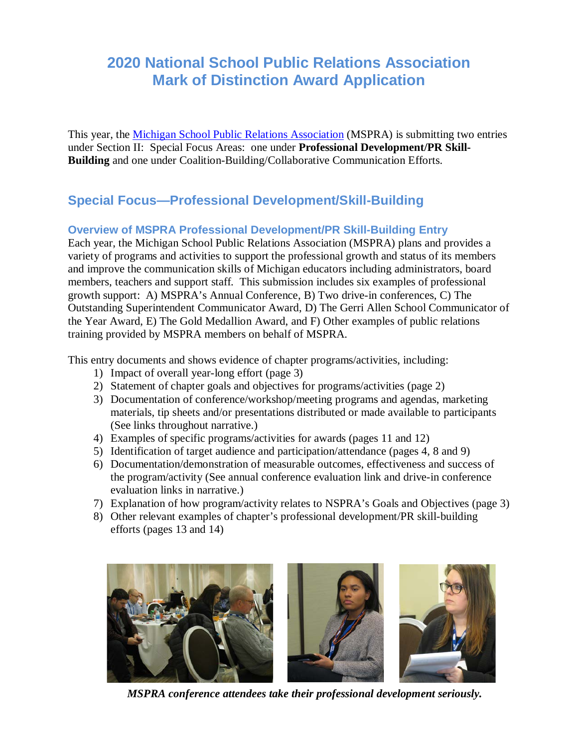# 2020 National School Public Relations Association Mark of Distinction Award Application

This year, the [Michigan School Public Relations Association](#) (MSPRA) is submitting two entries under Section II: Special Focus Areas: one under **Professional Development/PR Skill-Building** and one under Coalition-Building/Collaborative Communication Efforts.

## Special Focus—Professional Development/Skill-Building

### Overview of MSPRA Professional Development/PR Skill-Building Entry

Each year, the Michigan School Public Relations Association (MSPRA) plans and provides a variety of programs and activities to support the professional growth and status of its members and improve the communication skills of Michigan educators including administrators, board members, teachers and support staff. This submission includes six examples of professional growth support: A) MSPRA's Annual Conference, B) Two drive-in conferences, C) The Outstanding Superintendent Communicator Award, D) The Gerri Allen School Communicator of the Year Award, E) The Gold Medallion Award, and F) Other examples of public relations training provided by MSPRA members on behalf of MSPRA.

This entry documents and shows evidence of chapter programs/activities, including:

1) Impact of overall year-long effort (page 3)
2) Statement of chapter goals and objectives for programs/activities (page 2)
3) Documentation of conference/workshop/meeting programs and agendas, marketing materials, tip sheets and/or presentations distributed or made available to participants (See links throughout narrative.)
4) Examples of specific programs/activities for awards (pages 11 and 12)
5) Identification of target audience and participation/attendance (pages 4, 8 and 9)
6) Documentation/demonstration of measurable outcomes, effectiveness and success of the program/activity (See annual conference evaluation link and drive-in conference evaluation links in narrative.)
7) Explanation of how program/activity relates to NSPRA's Goals and Objectives (page 3)
8) Other relevant examples of chapter's professional development/PR skill-building efforts (pages 13 and 14)

*MSPRA conference attendees take their professional development seriously.*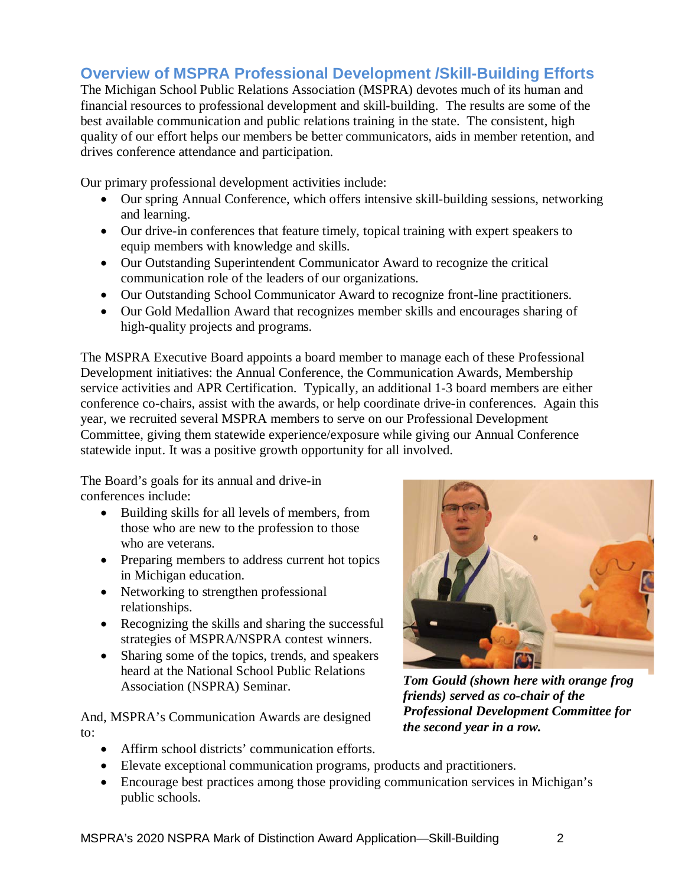## Overview of MSPRA Professional Development /Skill-Building Efforts

The Michigan School Public Relations Association (MSPRA) devotes much of its human and financial resources to professional development and skill-building. The results are some of the best available communication and public relations training in the state. The consistent, high quality of our effort helps our members be better communicators, aids in member retention, and drives conference attendance and participation.

Our primary professional development activities include:

- Our spring Annual Conference, which offers intensive skill-building sessions, networking and learning.
- Our drive-in conferences that feature timely, topical training with expert speakers to equip members with knowledge and skills.
- Our Outstanding Superintendent Communicator Award to recognize the critical communication role of the leaders of our organizations.
- Our Outstanding School Communicator Award to recognize front-line practitioners.
- Our Gold Medallion Award that recognizes member skills and encourages sharing of high-quality projects and programs.

The MSPRA Executive Board appoints a board member to manage each of these Professional Development initiatives: the Annual Conference, the Communication Awards, Membership service activities and APR Certification. Typically, an additional 1-3 board members are either conference co-chairs, assist with the awards, or help coordinate drive-in conferences. Again this year, we recruited several MSPRA members to serve on our Professional Development Committee, giving them statewide experience/exposure while giving our Annual Conference statewide input. It was a positive growth opportunity for all involved.

The Board's goals for its annual and drive-in conferences include:

- Building skills for all levels of members, from those who are new to the profession to those who are veterans.
- Preparing members to address current hot topics in Michigan education.
- Networking to strengthen professional relationships.
- Recognizing the skills and sharing the successful strategies of MSPRA/NSPRA contest winners.
- Sharing some of the topics, trends, and speakers heard at the National School Public Relations Association (NSPRA) Seminar.

***Tom Gould (shown here with orange frog friends) served as co-chair of the Professional Development Committee for the second year in a row.***

And, MSPRA's Communication Awards are designed to:

- Affirm school districts' communication efforts.
- Elevate exceptional communication programs, products and practitioners.
- Encourage best practices among those providing communication services in Michigan's public schools.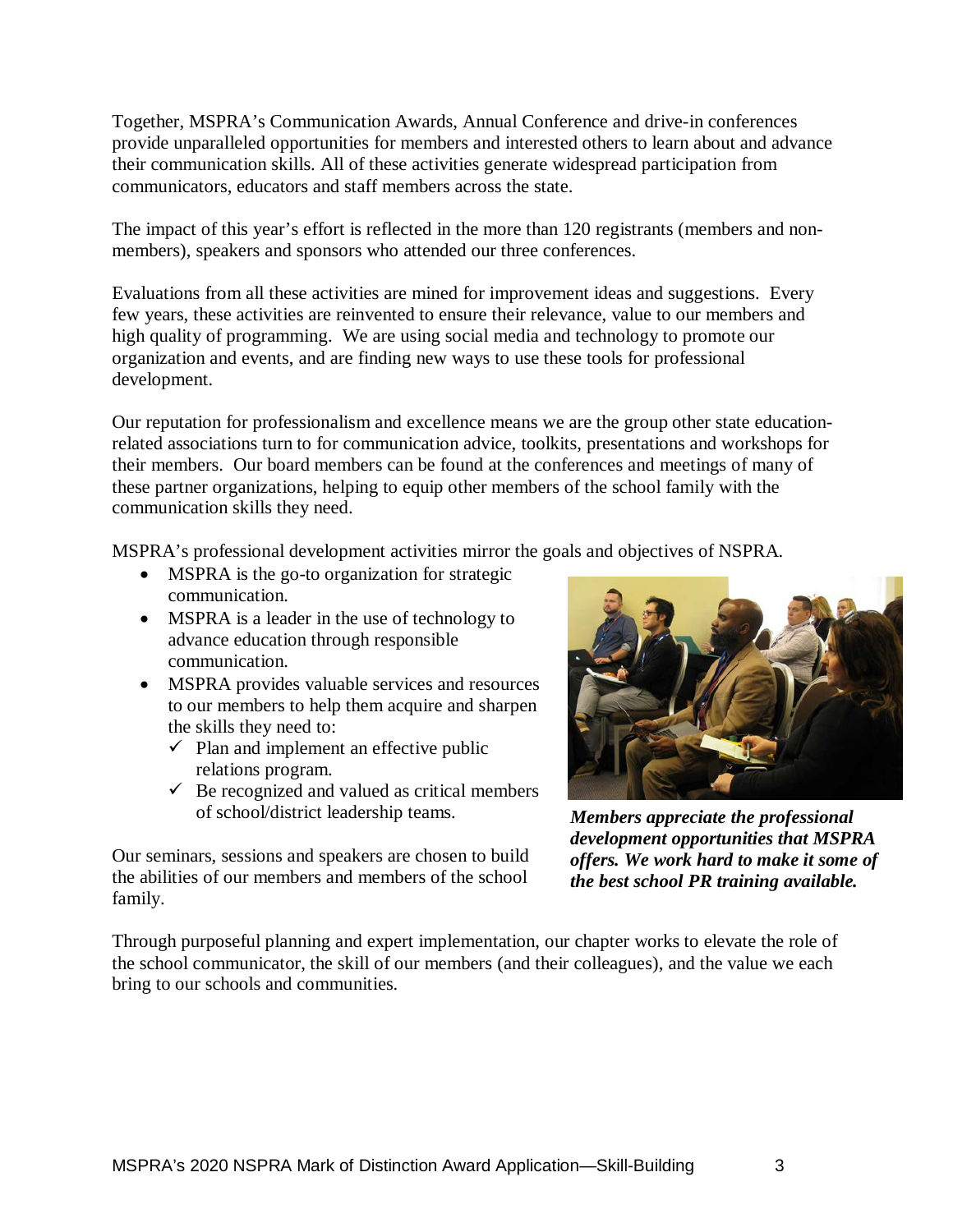Together, MSPRA's Communication Awards, Annual Conference and drive-in conferences provide unparalleled opportunities for members and interested others to learn about and advance their communication skills. All of these activities generate widespread participation from communicators, educators and staff members across the state.

The impact of this year's effort is reflected in the more than 120 registrants (members and non-members), speakers and sponsors who attended our three conferences.

Evaluations from all these activities are mined for improvement ideas and suggestions. Every few years, these activities are reinvented to ensure their relevance, value to our members and high quality of programming. We are using social media and technology to promote our organization and events, and are finding new ways to use these tools for professional development.

Our reputation for professionalism and excellence means we are the group other state education-related associations turn to for communication advice, toolkits, presentations and workshops for their members. Our board members can be found at the conferences and meetings of many of these partner organizations, helping to equip other members of the school family with the communication skills they need.

MSPRA's professional development activities mirror the goals and objectives of NSPRA.

- MSPRA is the go-to organization for strategic communication.
- MSPRA is a leader in the use of technology to advance education through responsible communication.
- MSPRA provides valuable services and resources to our members to help them acquire and sharpen the skills they need to:
  - ✓ Plan and implement an effective public relations program.
  - ✓ Be recognized and valued as critical members of school/district leadership teams.

***Members appreciate the professional development opportunities that MSPRA offers. We work hard to make it some of the best school PR training available.***

Our seminars, sessions and speakers are chosen to build the abilities of our members and members of the school family.

Through purposeful planning and expert implementation, our chapter works to elevate the role of the school communicator, the skill of our members (and their colleagues), and the value we each bring to our schools and communities.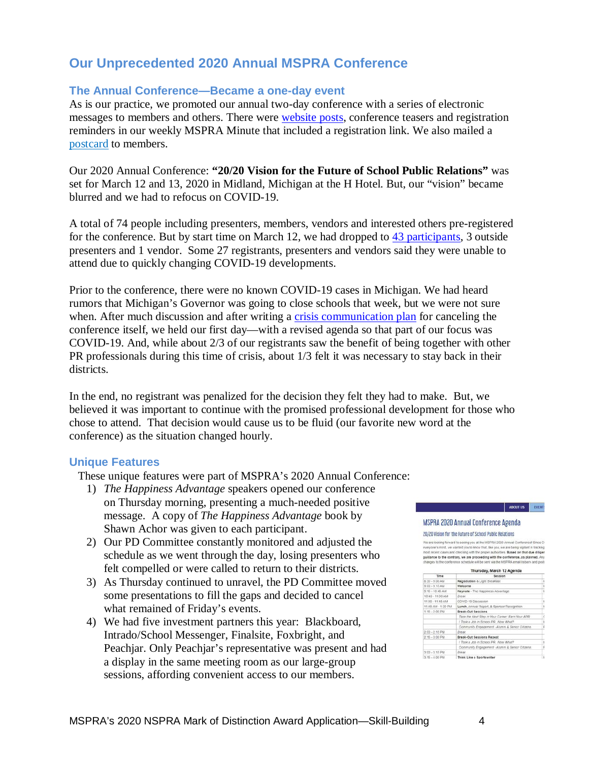## Our Unprecedented 2020 Annual MSPRA Conference

### The Annual Conference—Became a one-day event

As is our practice, we promoted our annual two-day conference with a series of electronic messages to members and others. There were website posts, conference teasers and registration reminders in our weekly MSPRA Minute that included a registration link. We also mailed a postcard to members.

Our 2020 Annual Conference: **"20/20 Vision for the Future of School Public Relations"** was set for March 12 and 13, 2020 in Midland, Michigan at the H Hotel. But, our "vision" became blurred and we had to refocus on COVID-19.

A total of 74 people including presenters, members, vendors and interested others pre-registered for the conference. But by start time on March 12, we had dropped to 43 participants, 3 outside presenters and 1 vendor. Some 27 registrants, presenters and vendors said they were unable to attend due to quickly changing COVID-19 developments.

Prior to the conference, there were no known COVID-19 cases in Michigan. We had heard rumors that Michigan's Governor was going to close schools that week, but we were not sure when. After much discussion and after writing a crisis communication plan for canceling the conference itself, we held our first day—with a revised agenda so that part of our focus was COVID-19. And, while about 2/3 of our registrants saw the benefit of being together with other PR professionals during this time of crisis, about 1/3 felt it was necessary to stay back in their districts.

In the end, no registrant was penalized for the decision they felt they had to make. But, we believed it was important to continue with the promised professional development for those who chose to attend. That decision would cause us to be fluid (our favorite new word at the conference) as the situation changed hourly.

### Unique Features

These unique features were part of MSPRA's 2020 Annual Conference:

1) *The Happiness Advantage* speakers opened our conference on Thursday morning, presenting a much-needed positive message. A copy of *The Happiness Advantage* book by Shawn Achor was given to each participant.
2) Our PD Committee constantly monitored and adjusted the schedule as we went through the day, losing presenters who felt compelled or were called to return to their districts.
3) As Thursday continued to unravel, the PD Committee moved some presentations to fill the gaps and decided to cancel what remained of Friday's events.
4) We had five investment partners this year: Blackboard, Intrado/School Messenger, Finalsite, Foxbright, and Peachjar. Only Peachjar's representative was present and had a display in the same meeting room as our large-group sessions, affording convenient access to our members.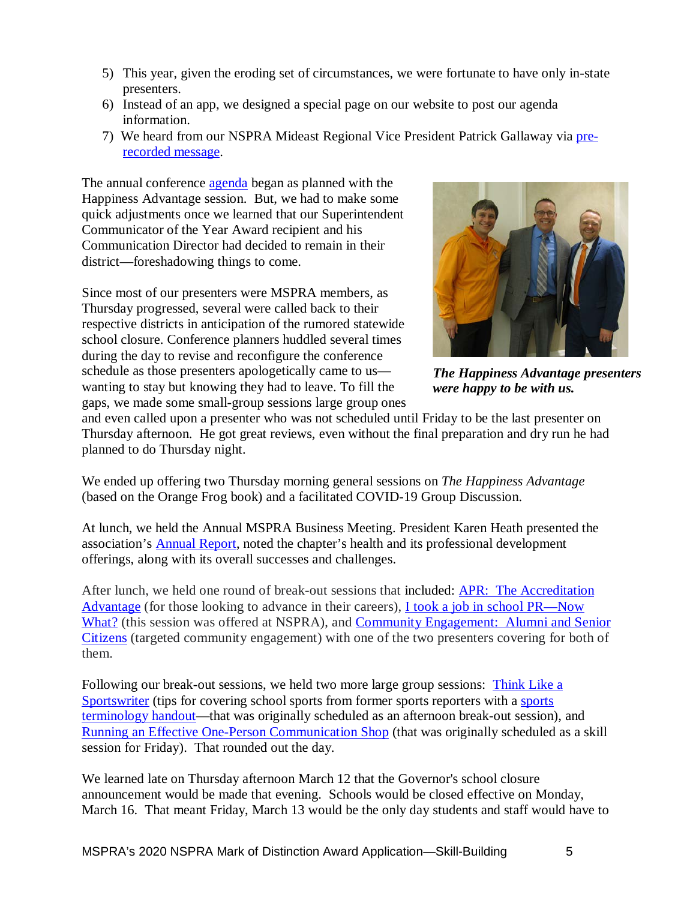5) This year, given the eroding set of circumstances, we were fortunate to have only in-state presenters.
6) Instead of an app, we designed a special page on our website to post our agenda information.
7) We heard from our NSPRA Mideast Regional Vice President Patrick Gallaway via pre-recorded message.

The annual conference agenda began as planned with the Happiness Advantage session. But, we had to make some quick adjustments once we learned that our Superintendent Communicator of the Year Award recipient and his Communication Director had decided to remain in their district—foreshadowing things to come.

***The Happiness Advantage presenters were happy to be with us.***

Since most of our presenters were MSPRA members, as Thursday progressed, several were called back to their respective districts in anticipation of the rumored statewide school closure. Conference planners huddled several times during the day to revise and reconfigure the conference schedule as those presenters apologetically came to us—wanting to stay but knowing they had to leave. To fill the gaps, we made some small-group sessions large group ones and even called upon a presenter who was not scheduled until Friday to be the last presenter on Thursday afternoon. He got great reviews, even without the final preparation and dry run he had planned to do Thursday night.

We ended up offering two Thursday morning general sessions on *The Happiness Advantage* (based on the Orange Frog book) and a facilitated COVID-19 Group Discussion.

At lunch, we held the Annual MSPRA Business Meeting. President Karen Heath presented the association's Annual Report, noted the chapter's health and its professional development offerings, along with its overall successes and challenges.

After lunch, we held one round of break-out sessions that included: APR: The Accreditation Advantage (for those looking to advance in their careers), I took a job in school PR—Now What? (this session was offered at NSPRA), and Community Engagement: Alumni and Senior Citizens (targeted community engagement) with one of the two presenters covering for both of them.

Following our break-out sessions, we held two more large group sessions: Think Like a Sportswriter (tips for covering school sports from former sports reporters with a sports terminology handout—that was originally scheduled as an afternoon break-out session), and Running an Effective One-Person Communication Shop (that was originally scheduled as a skill session for Friday). That rounded out the day.

We learned late on Thursday afternoon March 12 that the Governor's school closure announcement would be made that evening. Schools would be closed effective on Monday, March 16. That meant Friday, March 13 would be the only day students and staff would have to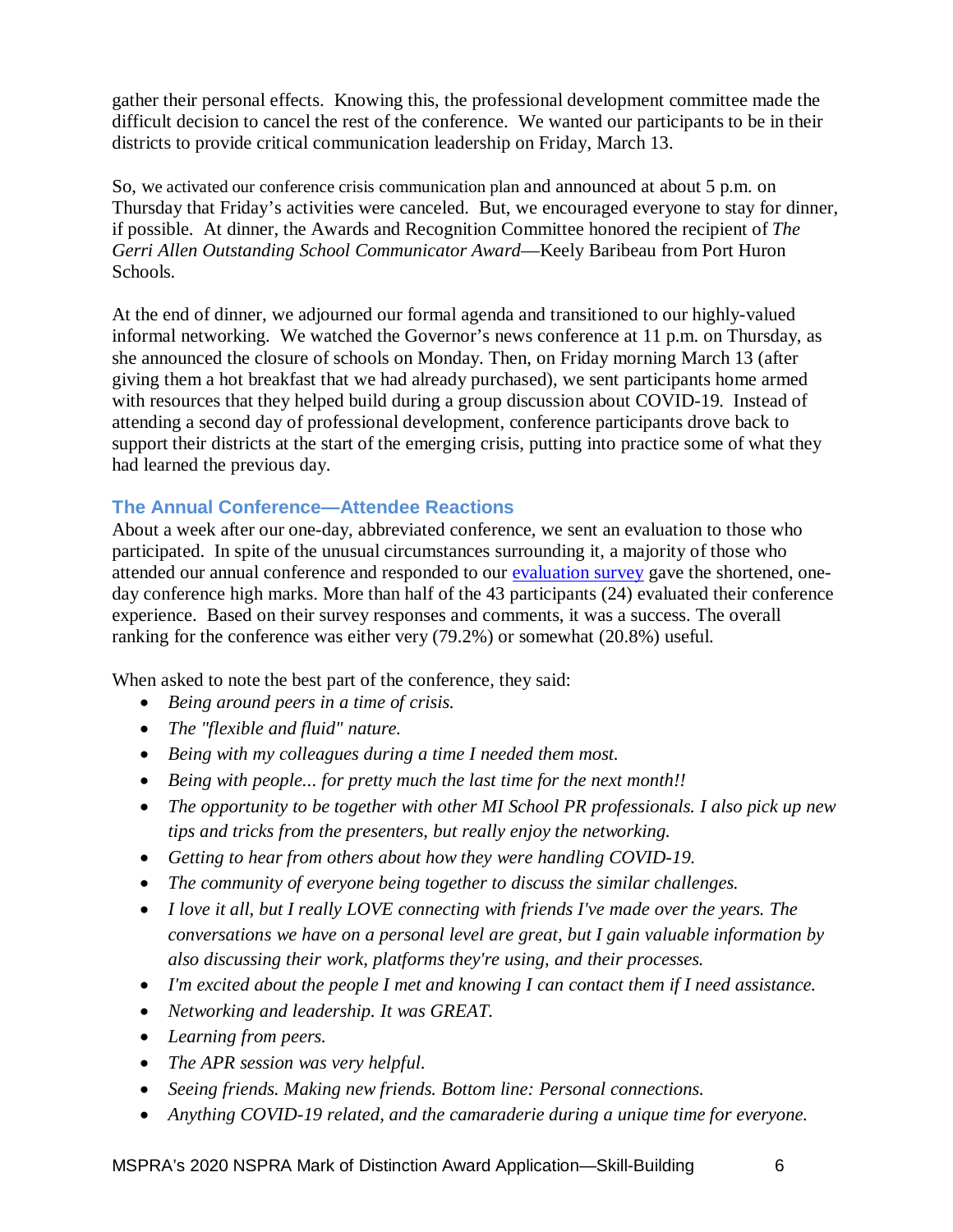gather their personal effects. Knowing this, the professional development committee made the difficult decision to cancel the rest of the conference. We wanted our participants to be in their districts to provide critical communication leadership on Friday, March 13.

So, we activated our conference crisis communication plan and announced at about 5 p.m. on Thursday that Friday's activities were canceled. But, we encouraged everyone to stay for dinner, if possible. At dinner, the Awards and Recognition Committee honored the recipient of *The Gerri Allen Outstanding School Communicator Award*—Keely Baribeau from Port Huron Schools.

At the end of dinner, we adjourned our formal agenda and transitioned to our highly-valued informal networking. We watched the Governor's news conference at 11 p.m. on Thursday, as she announced the closure of schools on Monday. Then, on Friday morning March 13 (after giving them a hot breakfast that we had already purchased), we sent participants home armed with resources that they helped build during a group discussion about COVID-19. Instead of attending a second day of professional development, conference participants drove back to support their districts at the start of the emerging crisis, putting into practice some of what they had learned the previous day.

### The Annual Conference—Attendee Reactions

About a week after our one-day, abbreviated conference, we sent an evaluation to those who participated. In spite of the unusual circumstances surrounding it, a majority of those who attended our annual conference and responded to our evaluation survey gave the shortened, one-day conference high marks. More than half of the 43 participants (24) evaluated their conference experience. Based on their survey responses and comments, it was a success. The overall ranking for the conference was either very (79.2%) or somewhat (20.8%) useful.

When asked to note the best part of the conference, they said:

- *Being around peers in a time of crisis.*
- *The "flexible and fluid" nature.*
- *Being with my colleagues during a time I needed them most.*
- *Being with people... for pretty much the last time for the next month!!*
- *The opportunity to be together with other MI School PR professionals. I also pick up new tips and tricks from the presenters, but really enjoy the networking.*
- *Getting to hear from others about how they were handling COVID-19.*
- *The community of everyone being together to discuss the similar challenges.*
- *I love it all, but I really LOVE connecting with friends I've made over the years. The conversations we have on a personal level are great, but I gain valuable information by also discussing their work, platforms they're using, and their processes.*
- *I'm excited about the people I met and knowing I can contact them if I need assistance.*
- *Networking and leadership. It was GREAT.*
- *Learning from peers.*
- *The APR session was very helpful.*
- *Seeing friends. Making new friends. Bottom line: Personal connections.*
- *Anything COVID-19 related, and the camaraderie during a unique time for everyone.*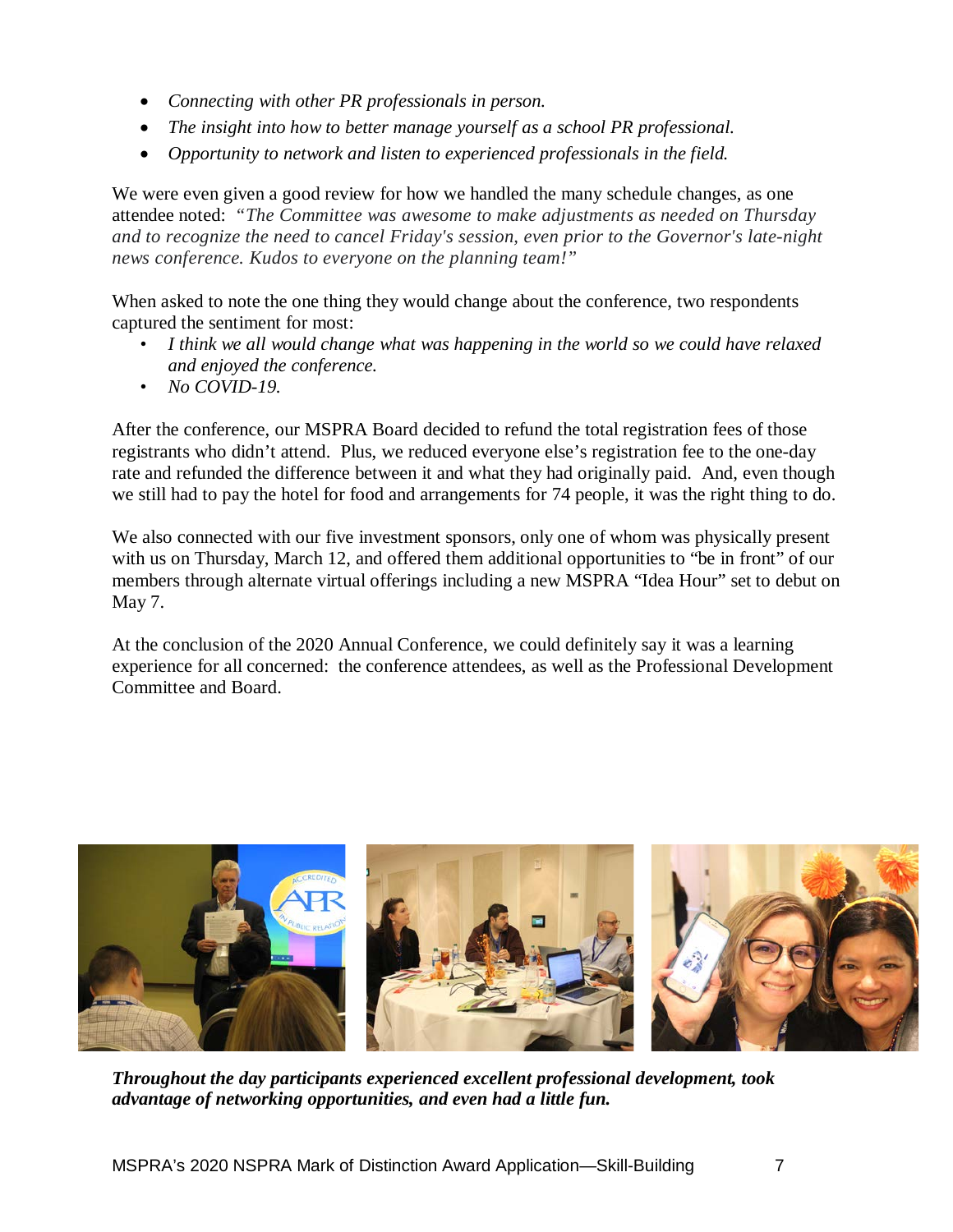- *Connecting with other PR professionals in person.*
- *The insight into how to better manage yourself as a school PR professional.*
- *Opportunity to network and listen to experienced professionals in the field.*

We were even given a good review for how we handled the many schedule changes, as one attendee noted: *"The Committee was awesome to make adjustments as needed on Thursday and to recognize the need to cancel Friday's session, even prior to the Governor's late-night news conference. Kudos to everyone on the planning team!"*

When asked to note the one thing they would change about the conference, two respondents captured the sentiment for most:

- *I think we all would change what was happening in the world so we could have relaxed and enjoyed the conference.*
- *No COVID-19.*

After the conference, our MSPRA Board decided to refund the total registration fees of those registrants who didn't attend. Plus, we reduced everyone else's registration fee to the one-day rate and refunded the difference between it and what they had originally paid. And, even though we still had to pay the hotel for food and arrangements for 74 people, it was the right thing to do.

We also connected with our five investment sponsors, only one of whom was physically present with us on Thursday, March 12, and offered them additional opportunities to "be in front" of our members through alternate virtual offerings including a new MSPRA "Idea Hour" set to debut on May 7.

At the conclusion of the 2020 Annual Conference, we could definitely say it was a learning experience for all concerned: the conference attendees, as well as the Professional Development Committee and Board.

***Throughout the day participants experienced excellent professional development, took advantage of networking opportunities, and even had a little fun.***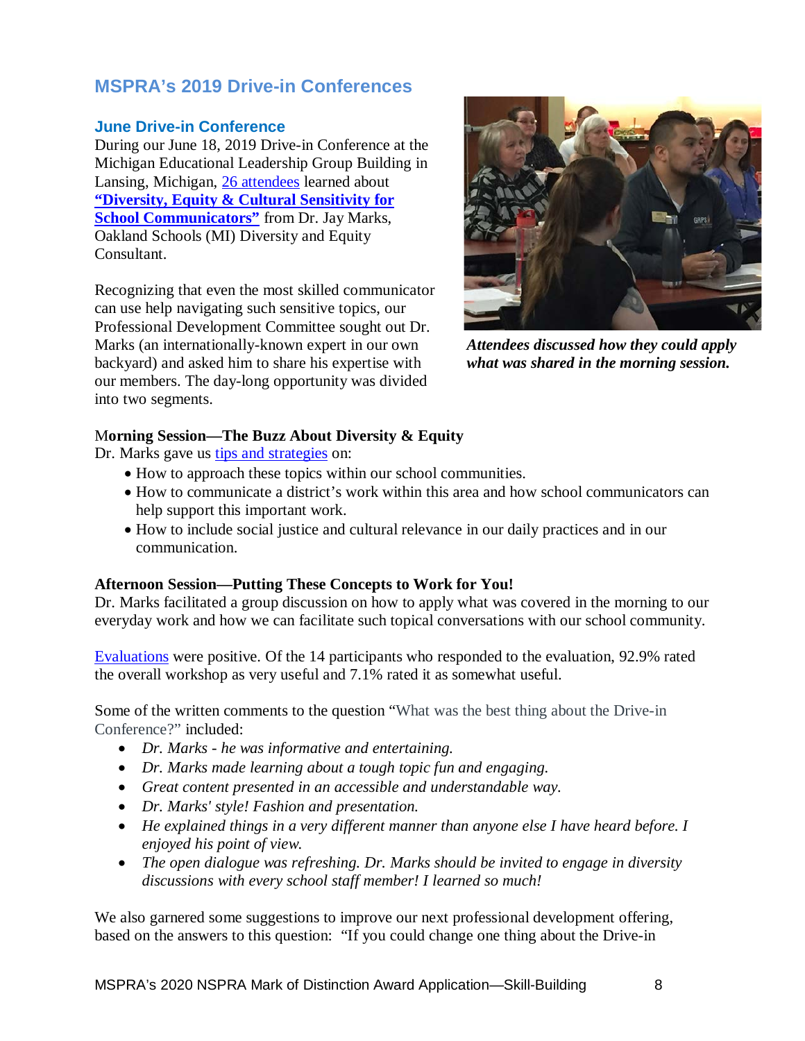## MSPRA's 2019 Drive-in Conferences

### June Drive-in Conference

During our June 18, 2019 Drive-in Conference at the Michigan Educational Leadership Group Building in Lansing, Michigan, 26 attendees learned about **"Diversity, Equity & Cultural Sensitivity for School Communicators"** from Dr. Jay Marks, Oakland Schools (MI) Diversity and Equity Consultant.

Recognizing that even the most skilled communicator can use help navigating such sensitive topics, our Professional Development Committee sought out Dr. Marks (an internationally-known expert in our own backyard) and asked him to share his expertise with our members. The day-long opportunity was divided into two segments.

***Attendees discussed how they could apply what was shared in the morning session.***

**Morning Session—The Buzz About Diversity & Equity**

Dr. Marks gave us tips and strategies on:

- How to approach these topics within our school communities.
- How to communicate a district's work within this area and how school communicators can help support this important work.
- How to include social justice and cultural relevance in our daily practices and in our communication.

**Afternoon Session—Putting These Concepts to Work for You!**

Dr. Marks facilitated a group discussion on how to apply what was covered in the morning to our everyday work and how we can facilitate such topical conversations with our school community.

Evaluations were positive. Of the 14 participants who responded to the evaluation, 92.9% rated the overall workshop as very useful and 7.1% rated it as somewhat useful.

Some of the written comments to the question "What was the best thing about the Drive-in Conference?" included:

- *Dr. Marks - he was informative and entertaining.*
- *Dr. Marks made learning about a tough topic fun and engaging.*
- *Great content presented in an accessible and understandable way.*
- *Dr. Marks' style! Fashion and presentation.*
- *He explained things in a very different manner than anyone else I have heard before. I enjoyed his point of view.*
- *The open dialogue was refreshing. Dr. Marks should be invited to engage in diversity discussions with every school staff member! I learned so much!*

We also garnered some suggestions to improve our next professional development offering, based on the answers to this question: "If you could change one thing about the Drive-in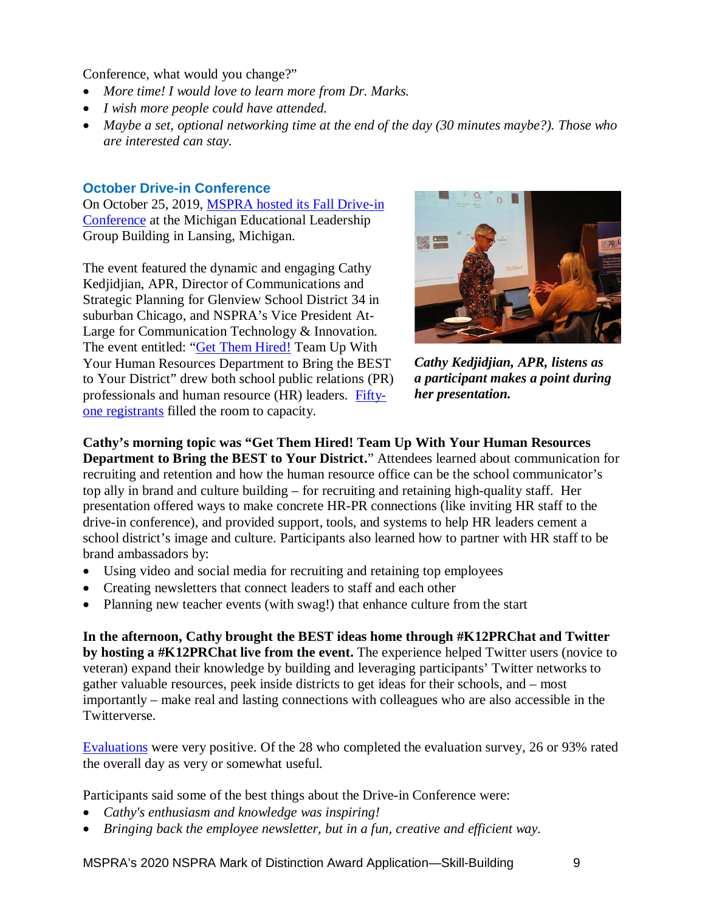Conference, what would you change?"

- *More time! I would love to learn more from Dr. Marks.*
- *I wish more people could have attended.*
- *Maybe a set, optional networking time at the end of the day (30 minutes maybe?). Those who are interested can stay.*

## October Drive-in Conference

On October 25, 2019, MSPRA hosted its Fall Drive-in Conference at the Michigan Educational Leadership Group Building in Lansing, Michigan.

The event featured the dynamic and engaging Cathy Kedjidjian, APR, Director of Communications and Strategic Planning for Glenview School District 34 in suburban Chicago, and NSPRA's Vice President At-Large for Communication Technology & Innovation. The event entitled: "Get Them Hired! Team Up With Your Human Resources Department to Bring the BEST to Your District" drew both school public relations (PR) professionals and human resource (HR) leaders. Fifty-one registrants filled the room to capacity.

***Cathy Kedjidjian, APR, listens as a participant makes a point during her presentation.***

**Cathy's morning topic was "Get Them Hired! Team Up With Your Human Resources Department to Bring the BEST to Your District.**" Attendees learned about communication for recruiting and retention and how the human resource office can be the school communicator's top ally in brand and culture building – for recruiting and retaining high-quality staff. Her presentation offered ways to make concrete HR-PR connections (like inviting HR staff to the drive-in conference), and provided support, tools, and systems to help HR leaders cement a school district's image and culture. Participants also learned how to partner with HR staff to be brand ambassadors by:

- Using video and social media for recruiting and retaining top employees
- Creating newsletters that connect leaders to staff and each other
- Planning new teacher events (with swag!) that enhance culture from the start

**In the afternoon, Cathy brought the BEST ideas home through #K12PRChat and Twitter by hosting a #K12PRChat live from the event.** The experience helped Twitter users (novice to veteran) expand their knowledge by building and leveraging participants' Twitter networks to gather valuable resources, peek inside districts to get ideas for their schools, and – most importantly – make real and lasting connections with colleagues who are also accessible in the Twitterverse.

Evaluations were very positive. Of the 28 who completed the evaluation survey, 26 or 93% rated the overall day as very or somewhat useful.

Participants said some of the best things about the Drive-in Conference were:

- *Cathy's enthusiasm and knowledge was inspiring!*
- *Bringing back the employee newsletter, but in a fun, creative and efficient way.*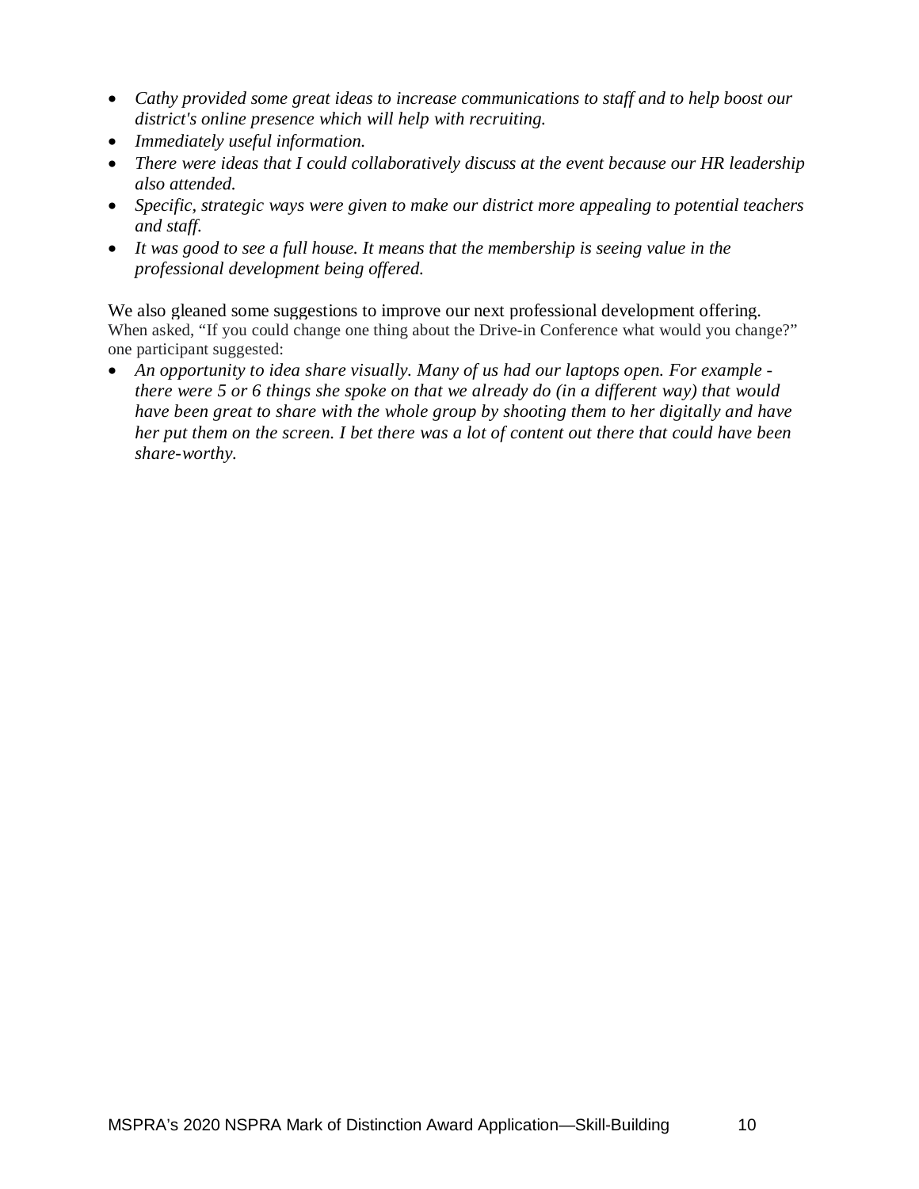- *Cathy provided some great ideas to increase communications to staff and to help boost our district's online presence which will help with recruiting.*
- *Immediately useful information.*
- *There were ideas that I could collaboratively discuss at the event because our HR leadership also attended.*
- *Specific, strategic ways were given to make our district more appealing to potential teachers and staff.*
- *It was good to see a full house. It means that the membership is seeing value in the professional development being offered.*

We also gleaned some suggestions to improve our next professional development offering. When asked, "If you could change one thing about the Drive-in Conference what would you change?" one participant suggested:

- *An opportunity to idea share visually. Many of us had our laptops open. For example - there were 5 or 6 things she spoke on that we already do (in a different way) that would have been great to share with the whole group by shooting them to her digitally and have her put them on the screen. I bet there was a lot of content out there that could have been share-worthy.*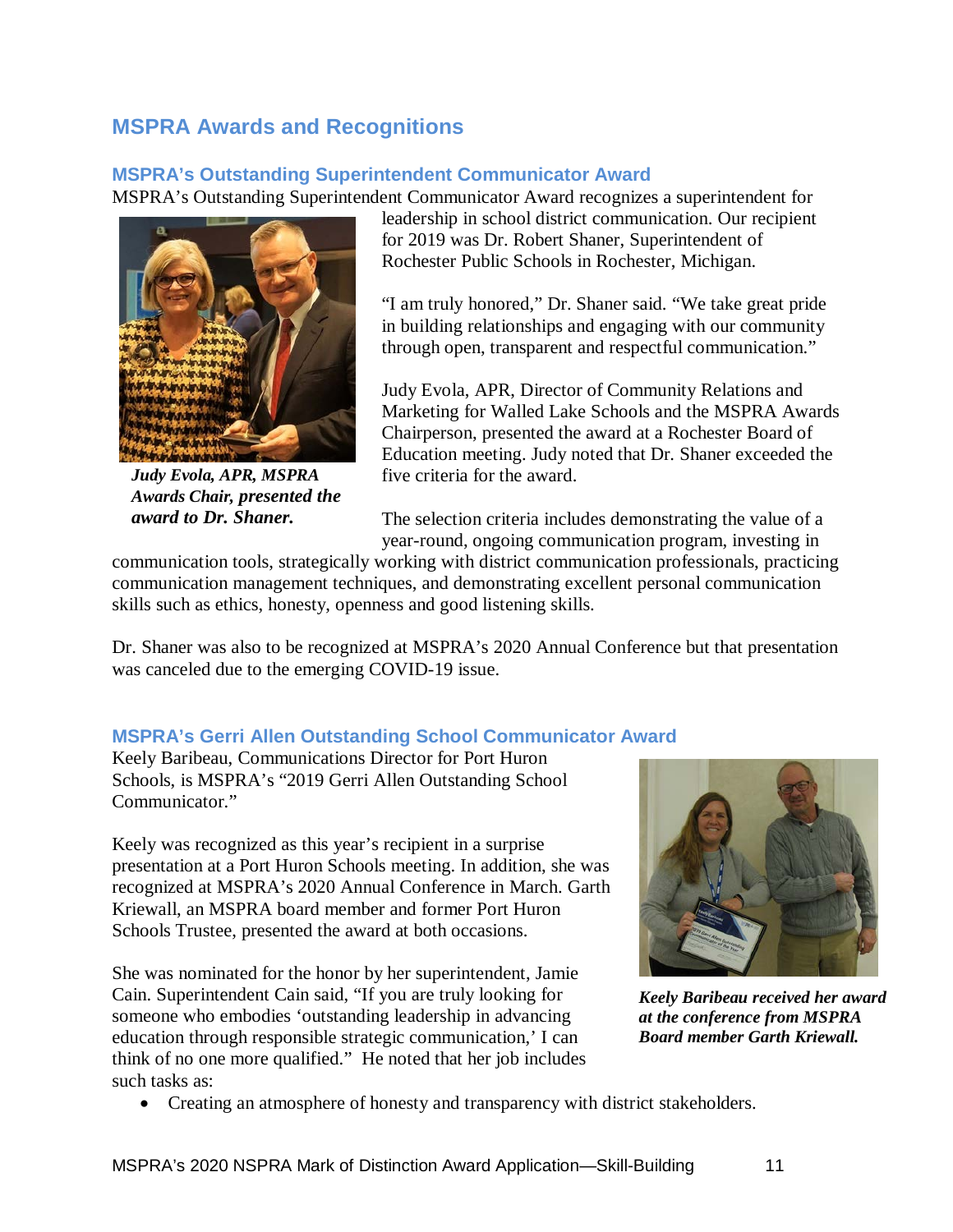## MSPRA Awards and Recognitions

### MSPRA's Outstanding Superintendent Communicator Award

MSPRA's Outstanding Superintendent Communicator Award recognizes a superintendent for leadership in school district communication. Our recipient for 2019 was Dr. Robert Shaner, Superintendent of Rochester Public Schools in Rochester, Michigan.

***Judy Evola, APR, MSPRA Awards Chair, presented the award to Dr. Shaner.***

"I am truly honored," Dr. Shaner said. "We take great pride in building relationships and engaging with our community through open, transparent and respectful communication."

Judy Evola, APR, Director of Community Relations and Marketing for Walled Lake Schools and the MSPRA Awards Chairperson, presented the award at a Rochester Board of Education meeting. Judy noted that Dr. Shaner exceeded the five criteria for the award.

The selection criteria includes demonstrating the value of a year-round, ongoing communication program, investing in communication tools, strategically working with district communication professionals, practicing communication management techniques, and demonstrating excellent personal communication skills such as ethics, honesty, openness and good listening skills.

Dr. Shaner was also to be recognized at MSPRA's 2020 Annual Conference but that presentation was canceled due to the emerging COVID-19 issue.

### MSPRA's Gerri Allen Outstanding School Communicator Award

Keely Baribeau, Communications Director for Port Huron Schools, is MSPRA's "2019 Gerri Allen Outstanding School Communicator."

Keely was recognized as this year's recipient in a surprise presentation at a Port Huron Schools meeting. In addition, she was recognized at MSPRA's 2020 Annual Conference in March. Garth Kriewall, an MSPRA board member and former Port Huron Schools Trustee, presented the award at both occasions.

***Keely Baribeau received her award at the conference from MSPRA Board member Garth Kriewall.***

She was nominated for the honor by her superintendent, Jamie Cain. Superintendent Cain said, "If you are truly looking for someone who embodies 'outstanding leadership in advancing education through responsible strategic communication,' I can think of no one more qualified." He noted that her job includes such tasks as:

- Creating an atmosphere of honesty and transparency with district stakeholders.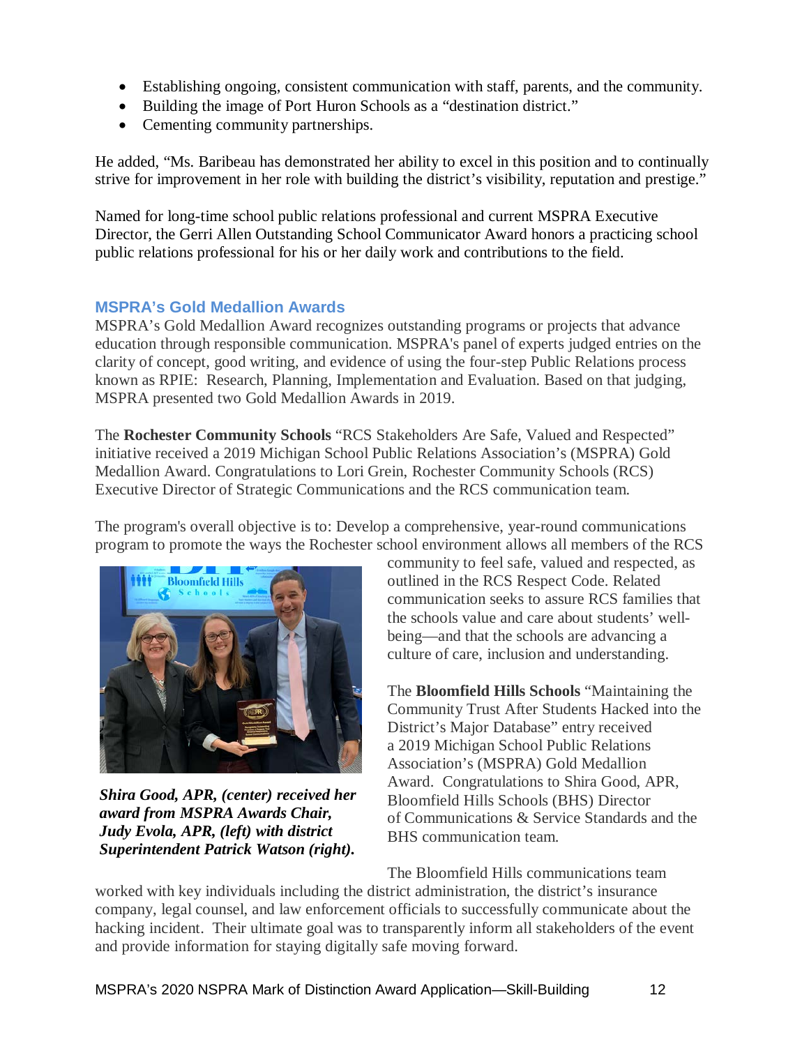- Establishing ongoing, consistent communication with staff, parents, and the community.
- Building the image of Port Huron Schools as a "destination district."
- Cementing community partnerships.

He added, "Ms. Baribeau has demonstrated her ability to excel in this position and to continually strive for improvement in her role with building the district's visibility, reputation and prestige."

Named for long-time school public relations professional and current MSPRA Executive Director, the Gerri Allen Outstanding School Communicator Award honors a practicing school public relations professional for his or her daily work and contributions to the field.

## MSPRA's Gold Medallion Awards

MSPRA's Gold Medallion Award recognizes outstanding programs or projects that advance education through responsible communication. MSPRA's panel of experts judged entries on the clarity of concept, good writing, and evidence of using the four-step Public Relations process known as RPIE: Research, Planning, Implementation and Evaluation. Based on that judging, MSPRA presented two Gold Medallion Awards in 2019.

The **Rochester Community Schools** "RCS Stakeholders Are Safe, Valued and Respected" initiative received a 2019 Michigan School Public Relations Association's (MSPRA) Gold Medallion Award. Congratulations to Lori Grein, Rochester Community Schools (RCS) Executive Director of Strategic Communications and the RCS communication team.

The program's overall objective is to: Develop a comprehensive, year-round communications program to promote the ways the Rochester school environment allows all members of the RCS community to feel safe, valued and respected, as outlined in the RCS Respect Code. Related communication seeks to assure RCS families that the schools value and care about students' well-being—and that the schools are advancing a culture of care, inclusion and understanding.

***Shira Good, APR, (center) received her award from MSPRA Awards Chair, Judy Evola, APR, (left) with district Superintendent Patrick Watson (right).***

The **Bloomfield Hills Schools** "Maintaining the Community Trust After Students Hacked into the District's Major Database" entry received a 2019 Michigan School Public Relations Association's (MSPRA) Gold Medallion Award. Congratulations to Shira Good, APR, Bloomfield Hills Schools (BHS) Director of Communications & Service Standards and the BHS communication team.

The Bloomfield Hills communications team worked with key individuals including the district administration, the district's insurance company, legal counsel, and law enforcement officials to successfully communicate about the hacking incident. Their ultimate goal was to transparently inform all stakeholders of the event and provide information for staying digitally safe moving forward.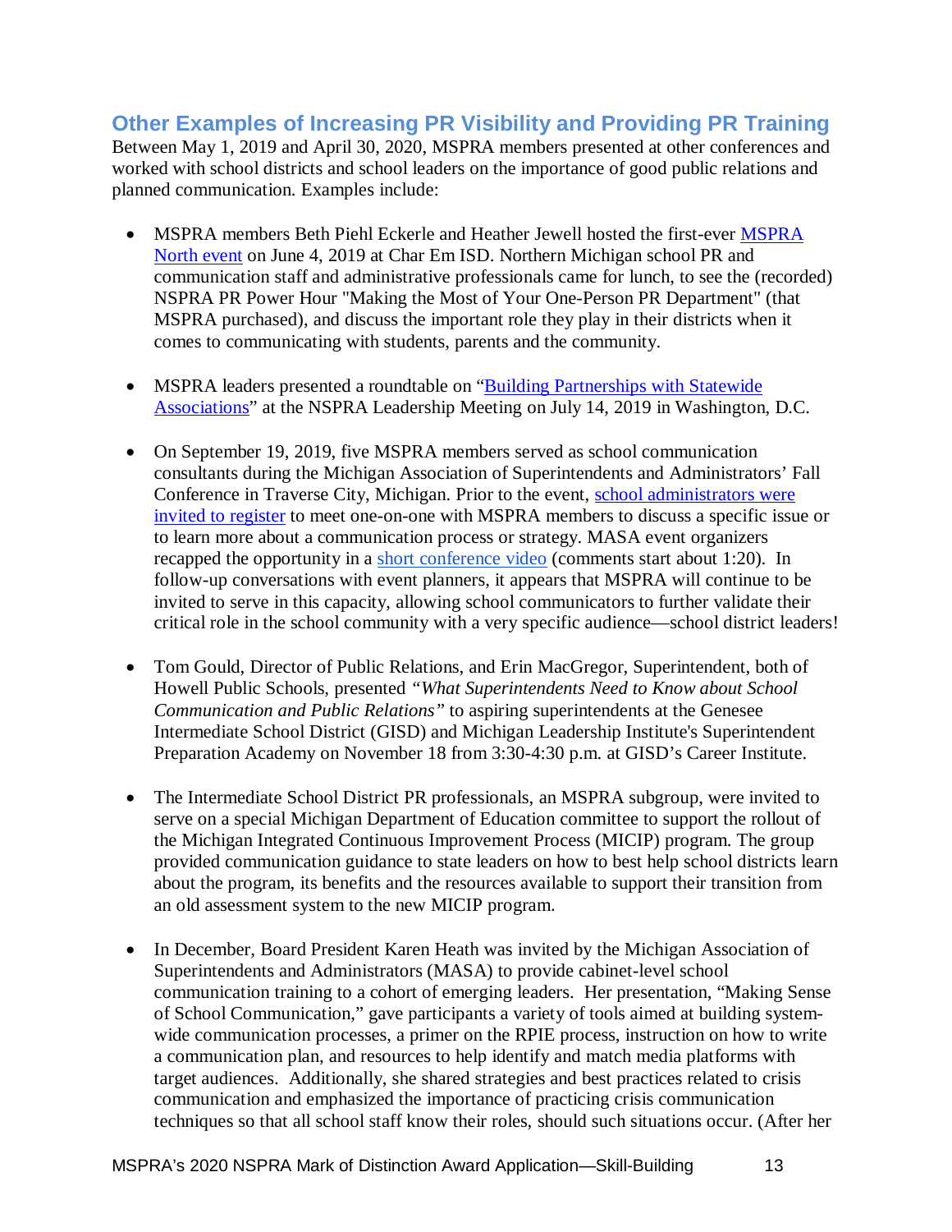## Other Examples of Increasing PR Visibility and Providing PR Training

Between May 1, 2019 and April 30, 2020, MSPRA members presented at other conferences and worked with school districts and school leaders on the importance of good public relations and planned communication. Examples include:

- MSPRA members Beth Piehl Eckerle and Heather Jewell hosted the first-ever MSPRA North event on June 4, 2019 at Char Em ISD. Northern Michigan school PR and communication staff and administrative professionals came for lunch, to see the (recorded) NSPRA PR Power Hour "Making the Most of Your One-Person PR Department" (that MSPRA purchased), and discuss the important role they play in their districts when it comes to communicating with students, parents and the community.

- MSPRA leaders presented a roundtable on "Building Partnerships with Statewide Associations" at the NSPRA Leadership Meeting on July 14, 2019 in Washington, D.C.

- On September 19, 2019, five MSPRA members served as school communication consultants during the Michigan Association of Superintendents and Administrators' Fall Conference in Traverse City, Michigan. Prior to the event, school administrators were invited to register to meet one-on-one with MSPRA members to discuss a specific issue or to learn more about a communication process or strategy. MASA event organizers recapped the opportunity in a short conference video (comments start about 1:20). In follow-up conversations with event planners, it appears that MSPRA will continue to be invited to serve in this capacity, allowing school communicators to further validate their critical role in the school community with a very specific audience—school district leaders!

- Tom Gould, Director of Public Relations, and Erin MacGregor, Superintendent, both of Howell Public Schools, presented *"What Superintendents Need to Know about School Communication and Public Relations"* to aspiring superintendents at the Genesee Intermediate School District (GISD) and Michigan Leadership Institute's Superintendent Preparation Academy on November 18 from 3:30-4:30 p.m. at GISD's Career Institute.

- The Intermediate School District PR professionals, an MSPRA subgroup, were invited to serve on a special Michigan Department of Education committee to support the rollout of the Michigan Integrated Continuous Improvement Process (MICIP) program. The group provided communication guidance to state leaders on how to best help school districts learn about the program, its benefits and the resources available to support their transition from an old assessment system to the new MICIP program.

- In December, Board President Karen Heath was invited by the Michigan Association of Superintendents and Administrators (MASA) to provide cabinet-level school communication training to a cohort of emerging leaders. Her presentation, "Making Sense of School Communication," gave participants a variety of tools aimed at building system-wide communication processes, a primer on the RPIE process, instruction on how to write a communication plan, and resources to help identify and match media platforms with target audiences. Additionally, she shared strategies and best practices related to crisis communication and emphasized the importance of practicing crisis communication techniques so that all school staff know their roles, should such situations occur. (After her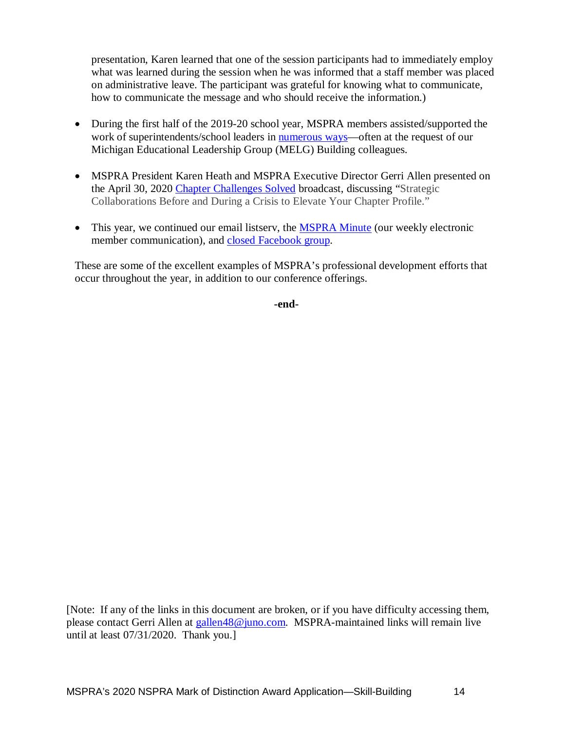presentation, Karen learned that one of the session participants had to immediately employ what was learned during the session when he was informed that a staff member was placed on administrative leave. The participant was grateful for knowing what to communicate, how to communicate the message and who should receive the information.)

- During the first half of the 2019-20 school year, MSPRA members assisted/supported the work of superintendents/school leaders in numerous ways—often at the request of our Michigan Educational Leadership Group (MELG) Building colleagues.

- MSPRA President Karen Heath and MSPRA Executive Director Gerri Allen presented on the April 30, 2020 Chapter Challenges Solved broadcast, discussing "Strategic Collaborations Before and During a Crisis to Elevate Your Chapter Profile."

- This year, we continued our email listserv, the MSPRA Minute (our weekly electronic member communication), and closed Facebook group.

These are some of the excellent examples of MSPRA's professional development efforts that occur throughout the year, in addition to our conference offerings.

**-end-**

[Note: If any of the links in this document are broken, or if you have difficulty accessing them, please contact Gerri Allen at gallen48@juno.com. MSPRA-maintained links will remain live until at least 07/31/2020. Thank you.]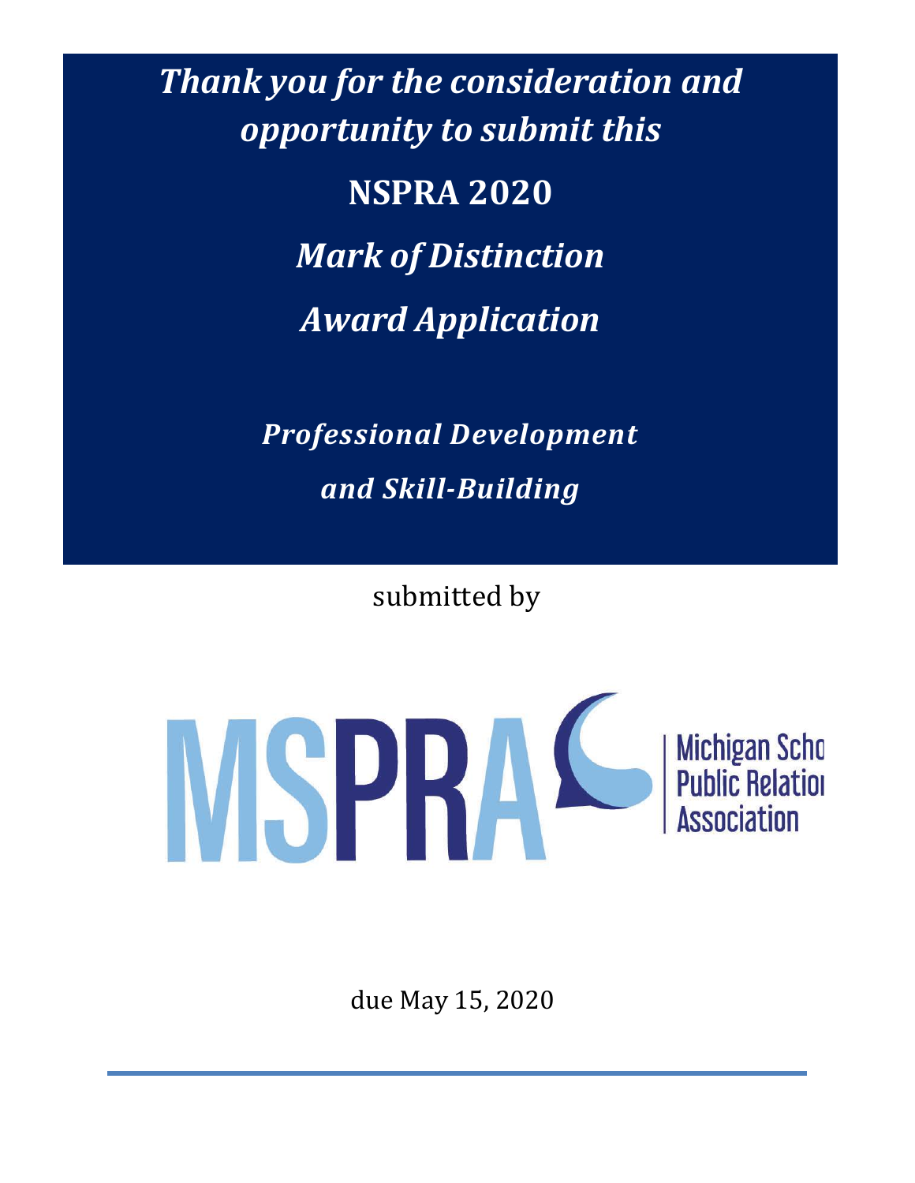***Thank you for the consideration and opportunity to submit this***

**NSPRA 2020**

***Mark of Distinction***

***Award Application***

***Professional Development and Skill-Building***

submitted by

MSPRA Michigan Scho Public Relatio Association

due May 15, 2020